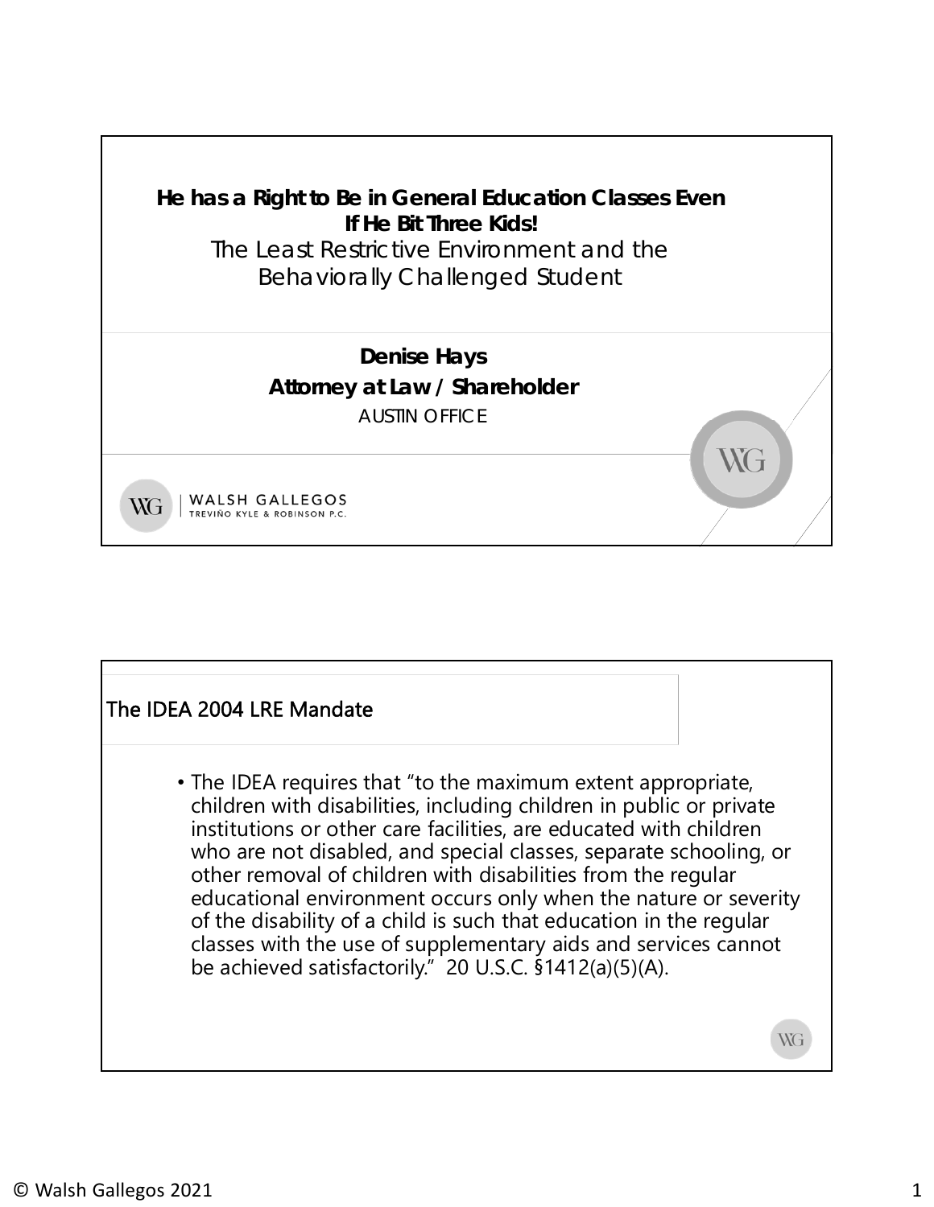# He has a Right to Be in General Education Classes Even If He Bit Three Kids!

## The Least Restrictive Environment and the Behaviorally Challenged Student

**Denise Hays**

**Attorney at Law / Shareholder**

AUSTIN OFFICE

WALSH GALLEGOS TREVIÑO KYLE & ROBINSON P.C.

## The IDEA 2004 LRE Mandate

- The IDEA requires that "to the maximum extent appropriate, children with disabilities, including children in public or private institutions or other care facilities, are educated with children who are not disabled, and special classes, separate schooling, or other removal of children with disabilities from the regular educational environment occurs only when the nature or severity of the disability of a child is such that education in the regular classes with the use of supplementary aids and services cannot be achieved satisfactorily." 20 U.S.C. §1412(a)(5)(A).

© Walsh Gallegos 2021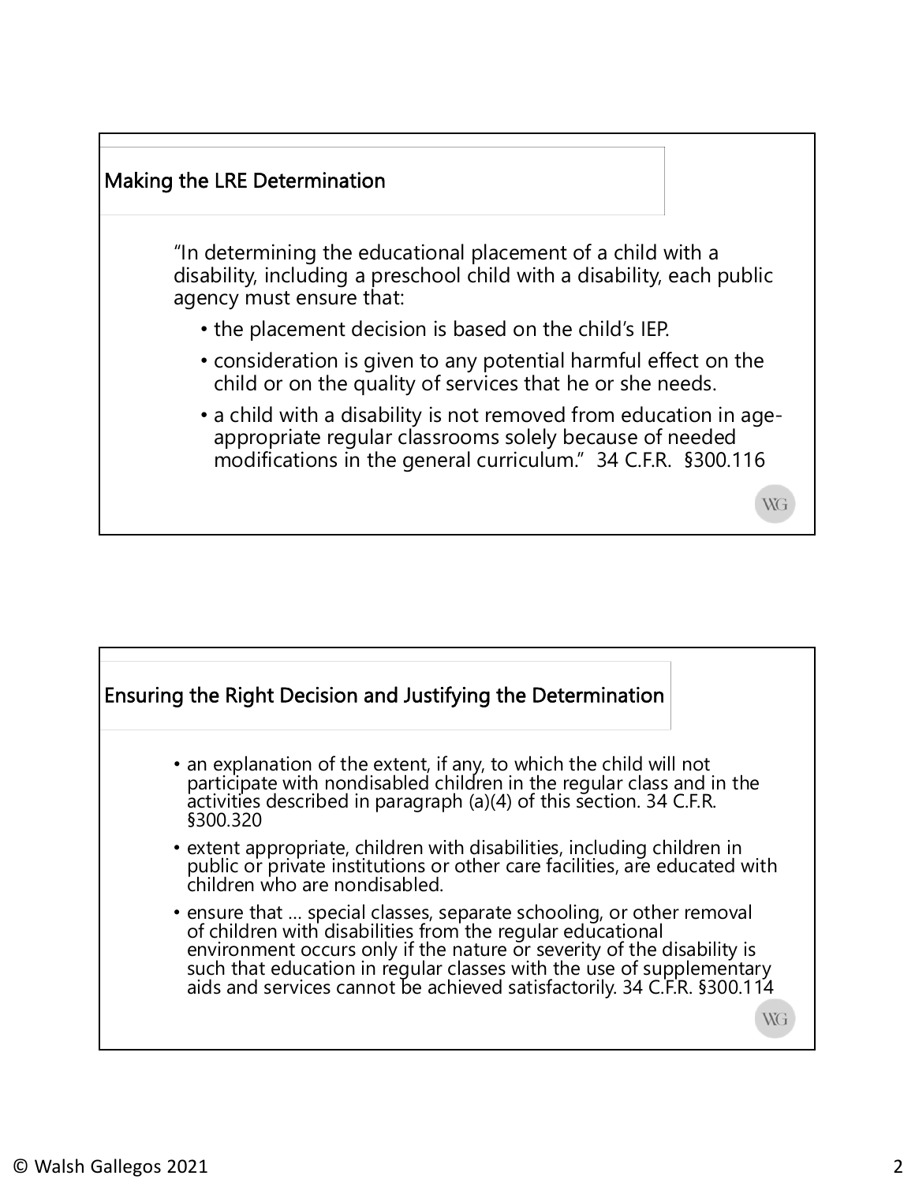## Making the LRE Determination

"In determining the educational placement of a child with a disability, including a preschool child with a disability, each public agency must ensure that:

- the placement decision is based on the child's IEP.
- consideration is given to any potential harmful effect on the child or on the quality of services that he or she needs.
- a child with a disability is not removed from education in age-appropriate regular classrooms solely because of needed modifications in the general curriculum." 34 C.F.R. §300.116

## Ensuring the Right Decision and Justifying the Determination

- an explanation of the extent, if any, to which the child will not participate with nondisabled children in the regular class and in the activities described in paragraph (a)(4) of this section. 34 C.F.R. §300.320
- extent appropriate, children with disabilities, including children in public or private institutions or other care facilities, are educated with children who are nondisabled.
- ensure that … special classes, separate schooling, or other removal of children with disabilities from the regular educational environment occurs only if the nature or severity of the disability is such that education in regular classes with the use of supplementary aids and services cannot be achieved satisfactorily. 34 C.F.R. §300.114

© Walsh Gallegos 2021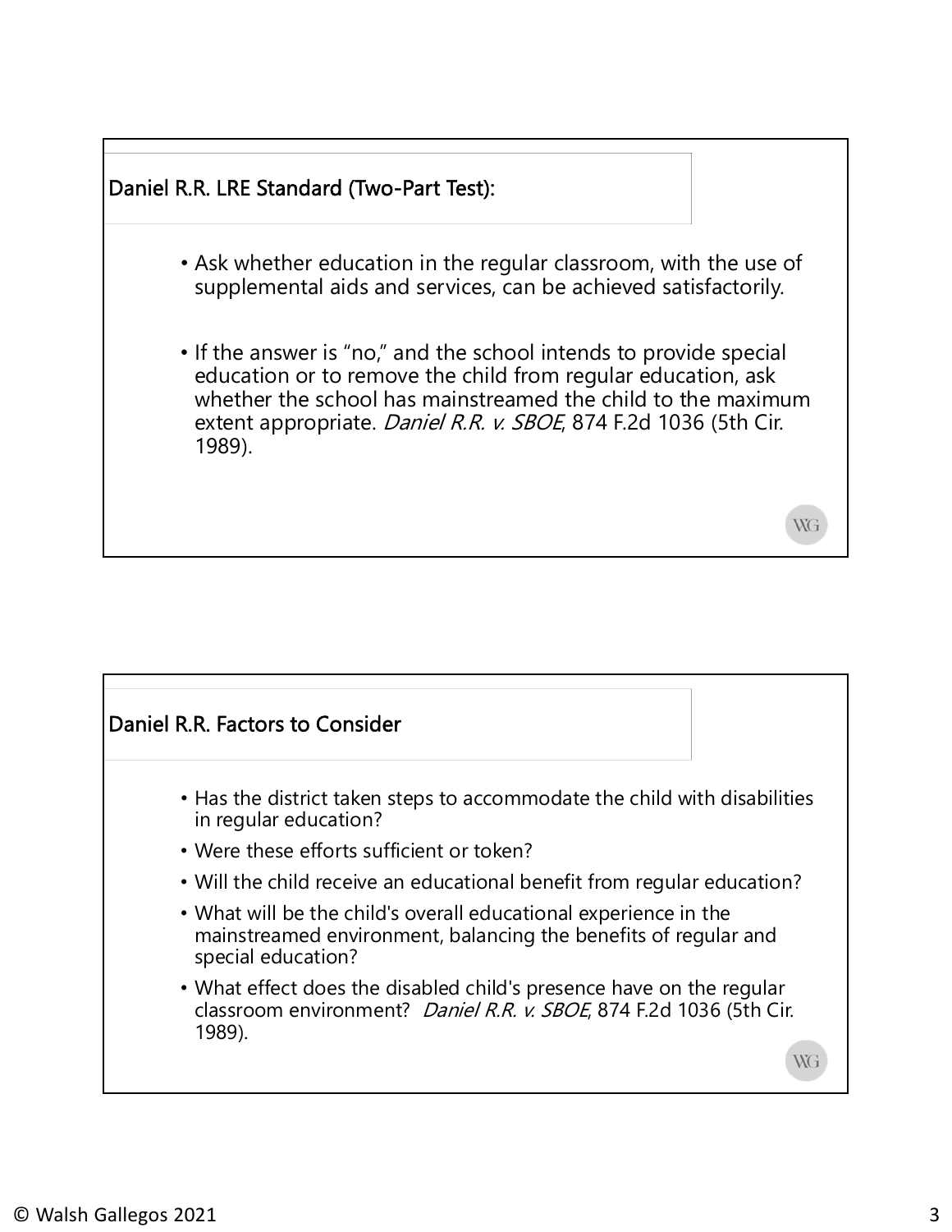## Daniel R.R. LRE Standard (Two-Part Test):

- Ask whether education in the regular classroom, with the use of supplemental aids and services, can be achieved satisfactorily.
- If the answer is "no," and the school intends to provide special education or to remove the child from regular education, ask whether the school has mainstreamed the child to the maximum extent appropriate. *Daniel R.R. v. SBOE*, 874 F.2d 1036 (5th Cir. 1989).

## Daniel R.R. Factors to Consider

- Has the district taken steps to accommodate the child with disabilities in regular education?
- Were these efforts sufficient or token?
- Will the child receive an educational benefit from regular education?
- What will be the child's overall educational experience in the mainstreamed environment, balancing the benefits of regular and special education?
- What effect does the disabled child's presence have on the regular classroom environment? *Daniel R.R. v. SBOE*, 874 F.2d 1036 (5th Cir. 1989).

© Walsh Gallegos 2021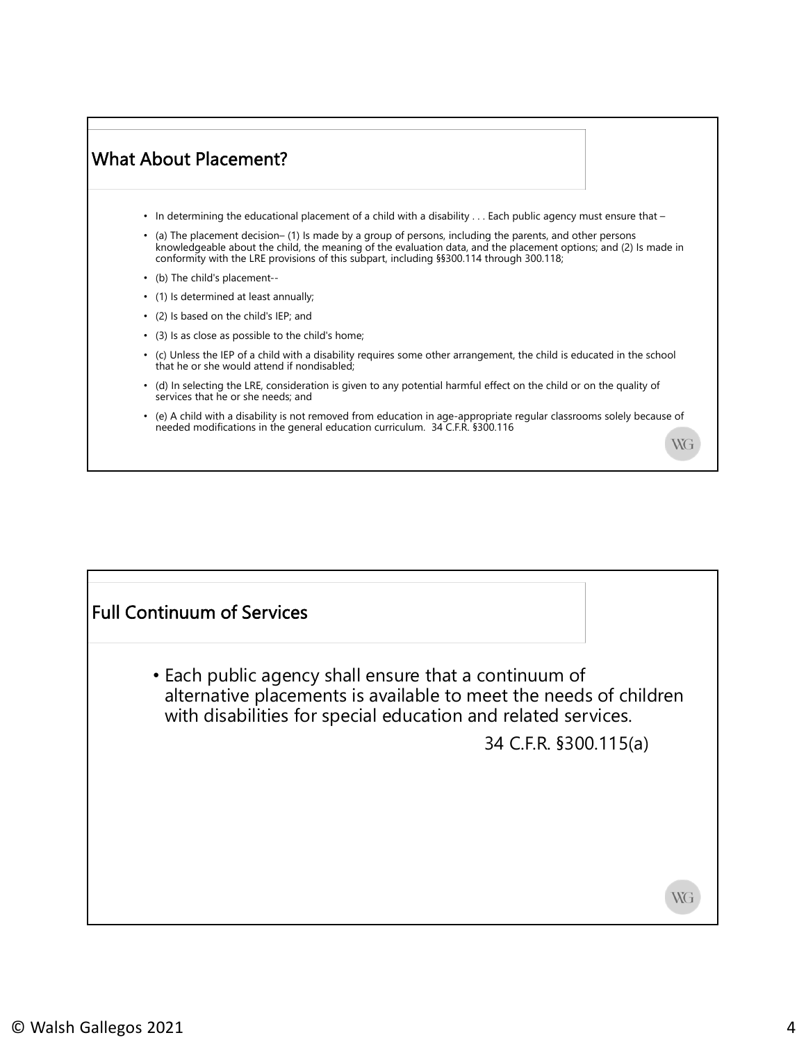## What About Placement?

- In determining the educational placement of a child with a disability . . . Each public agency must ensure that –
- (a) The placement decision– (1) Is made by a group of persons, including the parents, and other persons knowledgeable about the child, the meaning of the evaluation data, and the placement options; and (2) Is made in conformity with the LRE provisions of this subpart, including §§300.114 through 300.118;
- (b) The child's placement--
- (1) Is determined at least annually;
- (2) Is based on the child's IEP; and
- (3) Is as close as possible to the child's home;
- (c) Unless the IEP of a child with a disability requires some other arrangement, the child is educated in the school that he or she would attend if nondisabled;
- (d) In selecting the LRE, consideration is given to any potential harmful effect on the child or on the quality of services that he or she needs; and
- (e) A child with a disability is not removed from education in age-appropriate regular classrooms solely because of needed modifications in the general education curriculum. 34 C.F.R. §300.116

## Full Continuum of Services

- Each public agency shall ensure that a continuum of alternative placements is available to meet the needs of children with disabilities for special education and related services.

34 C.F.R. §300.115(a)

© Walsh Gallegos 2021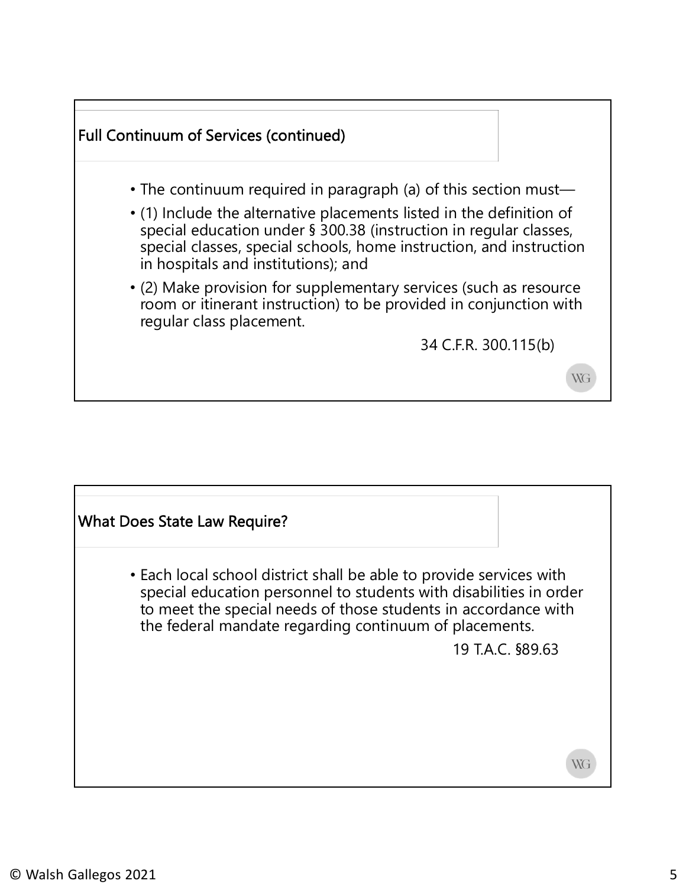## Full Continuum of Services (continued)

- The continuum required in paragraph (a) of this section must—
- (1) Include the alternative placements listed in the definition of special education under § 300.38 (instruction in regular classes, special classes, special schools, home instruction, and instruction in hospitals and institutions); and
- (2) Make provision for supplementary services (such as resource room or itinerant instruction) to be provided in conjunction with regular class placement.

34 C.F.R. 300.115(b)

## What Does State Law Require?

- Each local school district shall be able to provide services with special education personnel to students with disabilities in order to meet the special needs of those students in accordance with the federal mandate regarding continuum of placements.

19 T.A.C. §89.63

© Walsh Gallegos 2021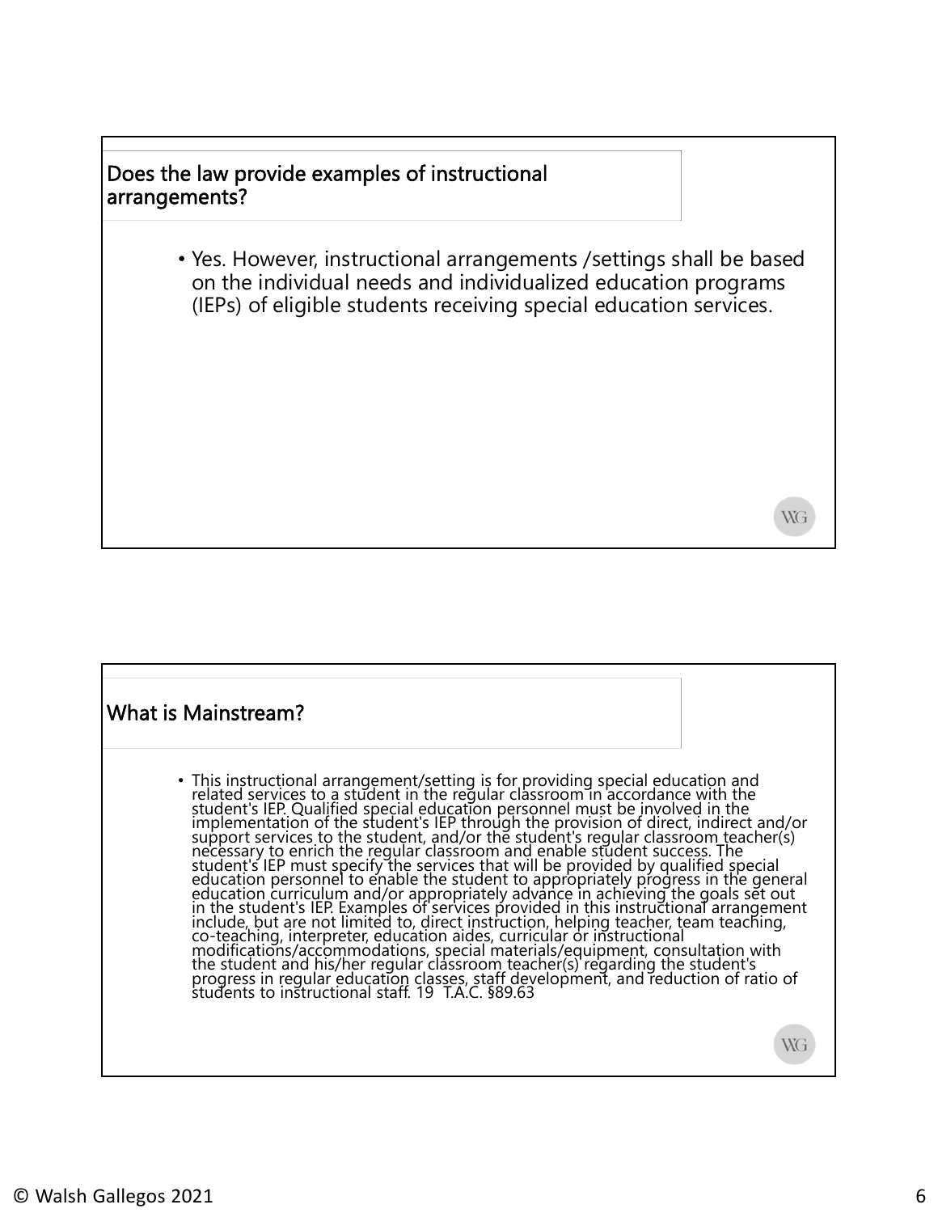## Does the law provide examples of instructional arrangements?

- Yes. However, instructional arrangements /settings shall be based on the individual needs and individualized education programs (IEPs) of eligible students receiving special education services.

## What is Mainstream?

- This instructional arrangement/setting is for providing special education and related services to a student in the regular classroom in accordance with the student's IEP. Qualified special education personnel must be involved in the implementation of the student's IEP through the provision of direct, indirect and/or support services to the student, and/or the student's regular classroom teacher(s) necessary to enrich the regular classroom and enable student success. The student's IEP must specify the services that will be provided by qualified special education personnel to enable the student to appropriately progress in the general education curriculum and/or appropriately advance in achieving the goals set out in the student's IEP. Examples of services provided in this instructional arrangement include, but are not limited to, direct instruction, helping teacher, team teaching, co-teaching, interpreter, education aides, curricular or instructional modifications/accommodations, special materials/equipment, consultation with the student and his/her regular classroom teacher(s) regarding the student's progress in regular education classes, staff development, and reduction of ratio of students to instructional staff. 19 T.A.C. §89.63

© Walsh Gallegos 2021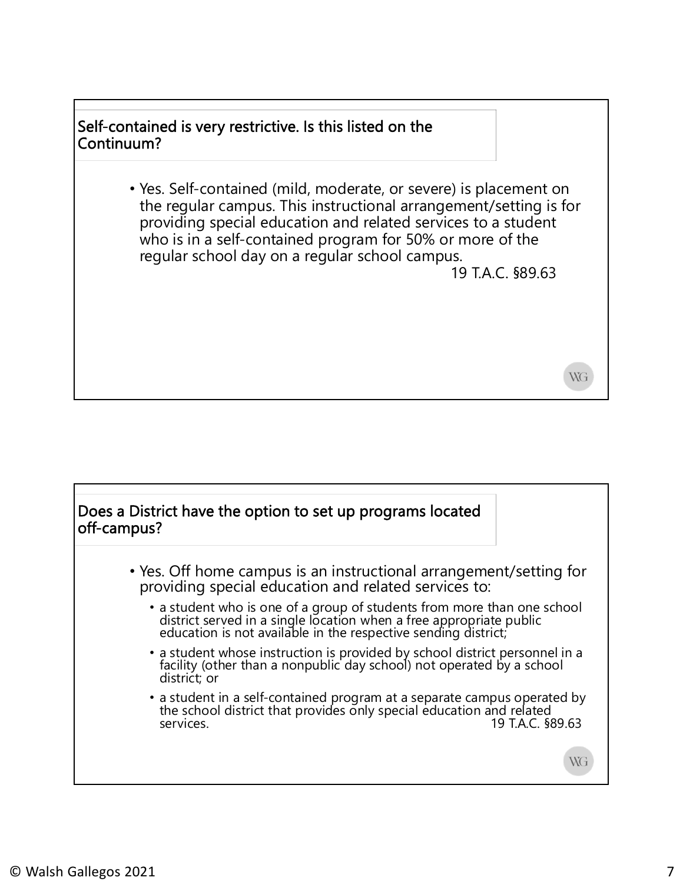## Self-contained is very restrictive. Is this listed on the Continuum?

- Yes. Self-contained (mild, moderate, or severe) is placement on the regular campus. This instructional arrangement/setting is for providing special education and related services to a student who is in a self-contained program for 50% or more of the regular school day on a regular school campus.

19 T.A.C. §89.63

## Does a District have the option to set up programs located off-campus?

- Yes. Off home campus is an instructional arrangement/setting for providing special education and related services to:
  - a student who is one of a group of students from more than one school district served in a single location when a free appropriate public education is not available in the respective sending district;
  - a student whose instruction is provided by school district personnel in a facility (other than a nonpublic day school) not operated by a school district; or
  - a student in a self-contained program at a separate campus operated by the school district that provides only special education and related services.

19 T.A.C. §89.63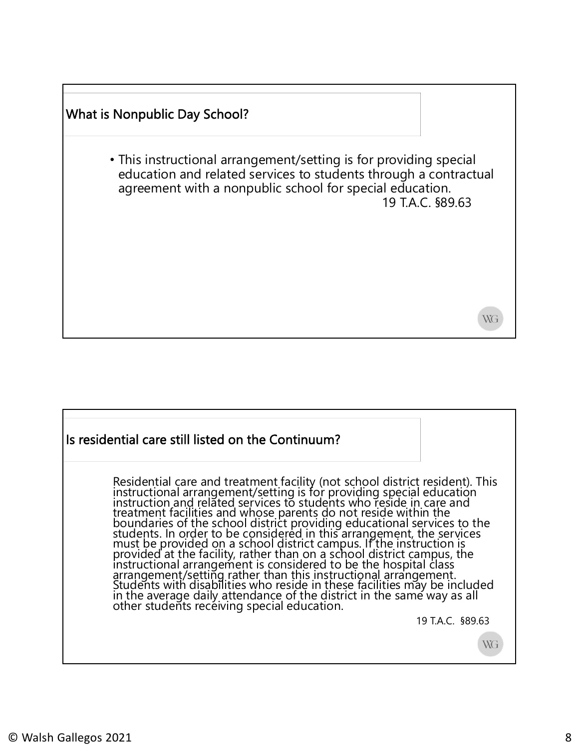## What is Nonpublic Day School?

- This instructional arrangement/setting is for providing special education and related services to students through a contractual agreement with a nonpublic school for special education.

19 T.A.C. §89.63

## Is residential care still listed on the Continuum?

Residential care and treatment facility (not school district resident). This instructional arrangement/setting is for providing special education instruction and related services to students who reside in care and treatment facilities and whose parents do not reside within the boundaries of the school district providing educational services to the students. In order to be considered in this arrangement, the services must be provided on a school district campus. If the instruction is provided at the facility, rather than on a school district campus, the instructional arrangement is considered to be the hospital class arrangement/setting rather than this instructional arrangement. Students with disabilities who reside in these facilities may be included in the average daily attendance of the district in the same way as all other students receiving special education.

19 T.A.C. §89.63

© Walsh Gallegos 2021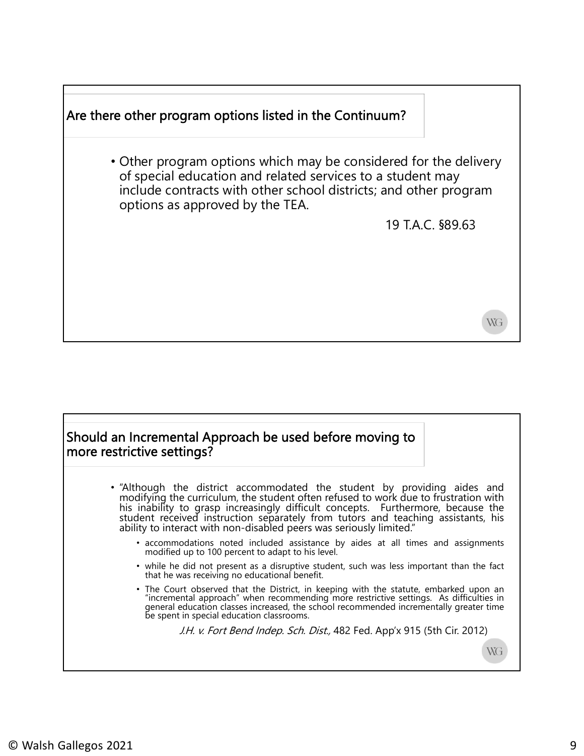## Are there other program options listed in the Continuum?

- Other program options which may be considered for the delivery of special education and related services to a student may include contracts with other school districts; and other program options as approved by the TEA.

19 T.A.C. §89.63

## Should an Incremental Approach be used before moving to more restrictive settings?

- "Although the district accommodated the student by providing aides and modifying the curriculum, the student often refused to work due to frustration with his inability to grasp increasingly difficult concepts. Furthermore, because the student received instruction separately from tutors and teaching assistants, his ability to interact with non-disabled peers was seriously limited."
  - accommodations noted included assistance by aides at all times and assignments modified up to 100 percent to adapt to his level.
  - while he did not present as a disruptive student, such was less important than the fact that he was receiving no educational benefit.
  - The Court observed that the District, in keeping with the statute, embarked upon an "incremental approach" when recommending more restrictive settings. As difficulties in general education classes increased, the school recommended incrementally greater time be spent in special education classrooms.

*J.H. v. Fort Bend Indep. Sch. Dist.,* 482 Fed. App'x 915 (5th Cir. 2012)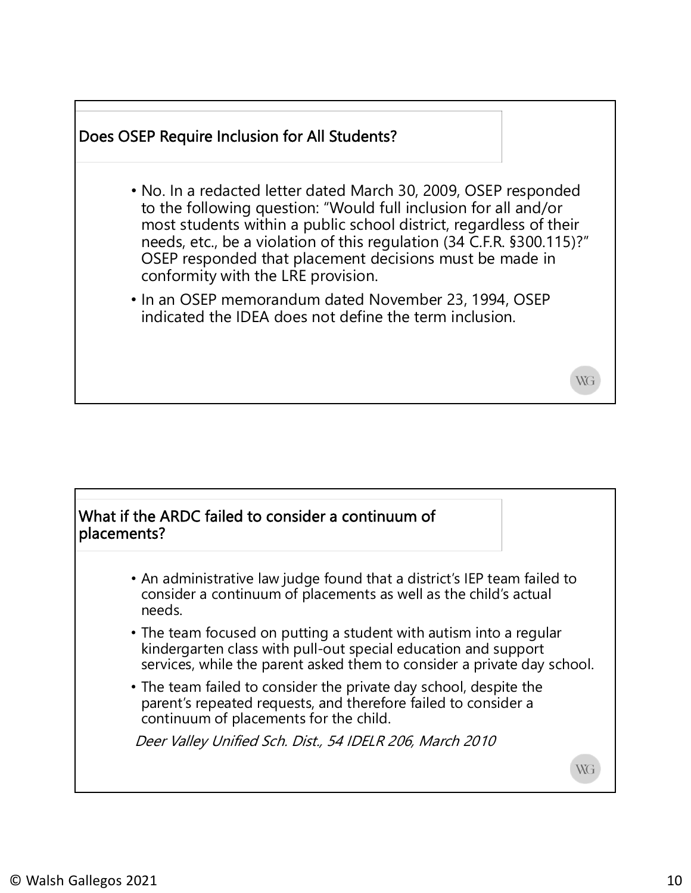## Does OSEP Require Inclusion for All Students?

- No. In a redacted letter dated March 30, 2009, OSEP responded to the following question: "Would full inclusion for all and/or most students within a public school district, regardless of their needs, etc., be a violation of this regulation (34 C.F.R. §300.115)?" OSEP responded that placement decisions must be made in conformity with the LRE provision.
- In an OSEP memorandum dated November 23, 1994, OSEP indicated the IDEA does not define the term inclusion.

## What if the ARDC failed to consider a continuum of placements?

- An administrative law judge found that a district's IEP team failed to consider a continuum of placements as well as the child's actual needs.
- The team focused on putting a student with autism into a regular kindergarten class with pull-out special education and support services, while the parent asked them to consider a private day school.
- The team failed to consider the private day school, despite the parent's repeated requests, and therefore failed to consider a continuum of placements for the child.

*Deer Valley Unified Sch. Dist., 54 IDELR 206, March 2010*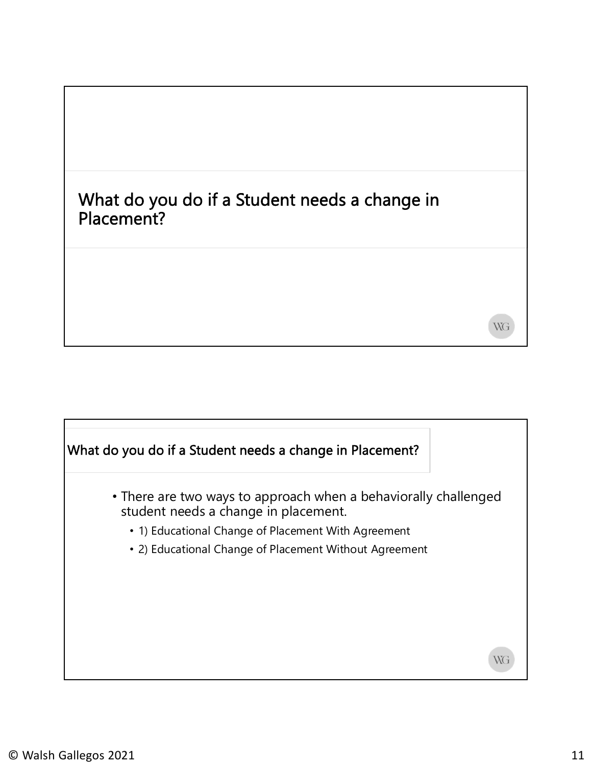## What do you do if a Student needs a change in Placement?

### What do you do if a Student needs a change in Placement?

- There are two ways to approach when a behaviorally challenged student needs a change in placement.
  - 1) Educational Change of Placement With Agreement
  - 2) Educational Change of Placement Without Agreement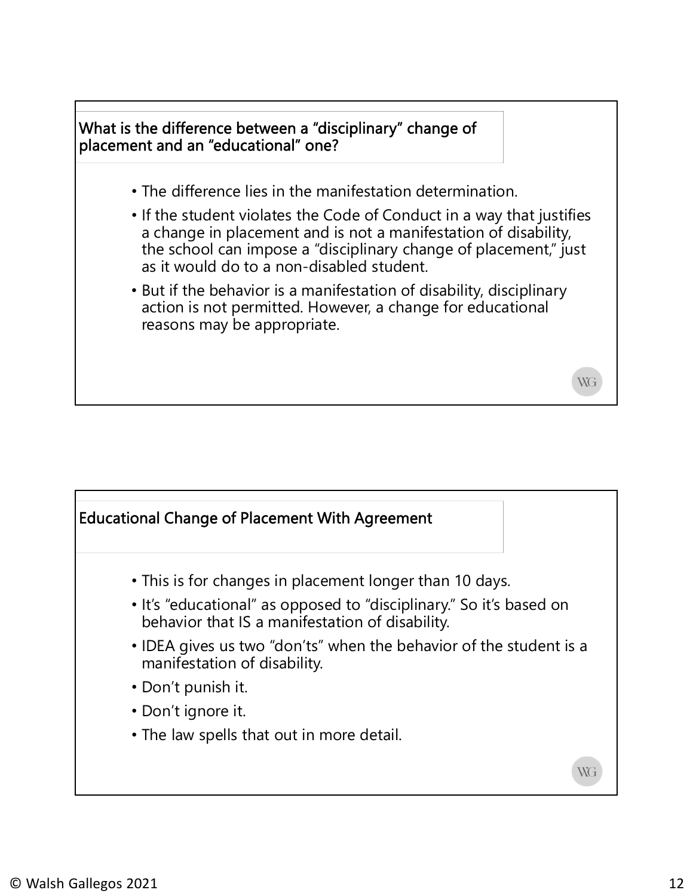## What is the difference between a "disciplinary" change of placement and an "educational" one?

- The difference lies in the manifestation determination.
- If the student violates the Code of Conduct in a way that justifies a change in placement and is not a manifestation of disability, the school can impose a "disciplinary change of placement," just as it would do to a non-disabled student.
- But if the behavior is a manifestation of disability, disciplinary action is not permitted. However, a change for educational reasons may be appropriate.

## Educational Change of Placement With Agreement

- This is for changes in placement longer than 10 days.
- It's "educational" as opposed to "disciplinary." So it's based on behavior that IS a manifestation of disability.
- IDEA gives us two "don'ts" when the behavior of the student is a manifestation of disability.
- Don't punish it.
- Don't ignore it.
- The law spells that out in more detail.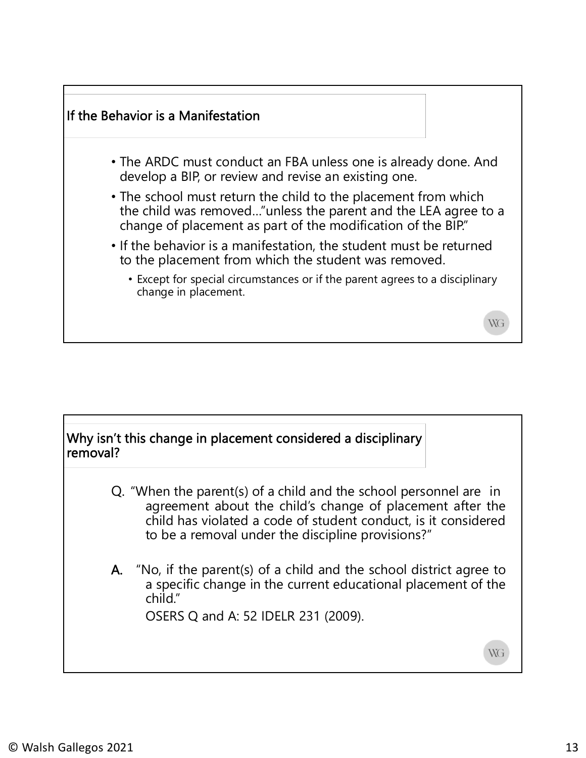## If the Behavior is a Manifestation

- The ARDC must conduct an FBA unless one is already done. And develop a BIP, or review and revise an existing one.
- The school must return the child to the placement from which the child was removed…"unless the parent and the LEA agree to a change of placement as part of the modification of the BIP."
- If the behavior is a manifestation, the student must be returned to the placement from which the student was removed.
  - Except for special circumstances or if the parent agrees to a disciplinary change in placement.

## Why isn't this change in placement considered a disciplinary removal?

Q. "When the parent(s) of a child and the school personnel are in agreement about the child's change of placement after the child has violated a code of student conduct, is it considered to be a removal under the discipline provisions?"

**A.** "No, if the parent(s) of a child and the school district agree to a specific change in the current educational placement of the child."

OSERS Q and A: 52 IDELR 231 (2009).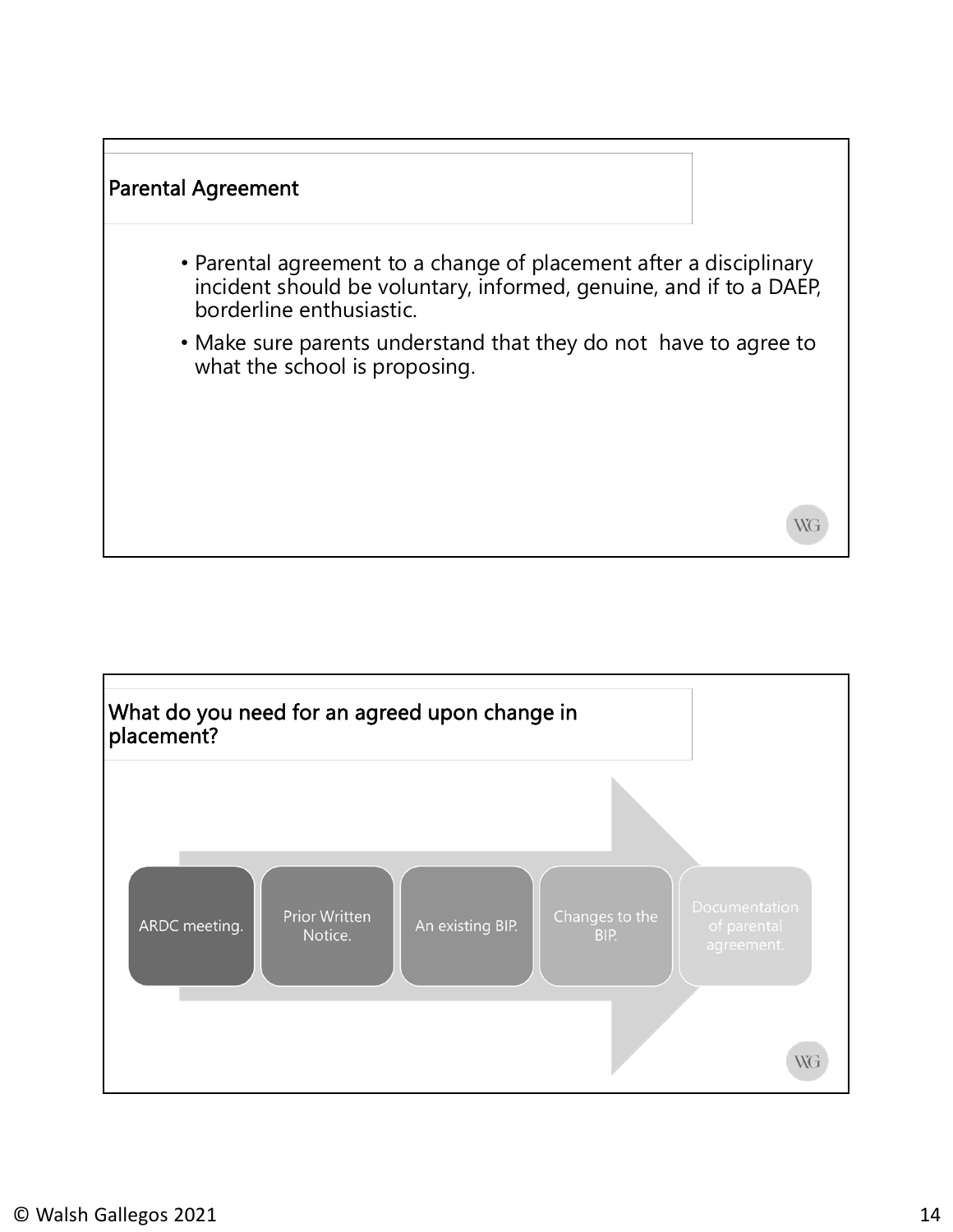## Parental Agreement

- Parental agreement to a change of placement after a disciplinary incident should be voluntary, informed, genuine, and if to a DAEP, borderline enthusiastic.
- Make sure parents understand that they do not have to agree to what the school is proposing.

## What do you need for an agreed upon change in placement?

- ARDC meeting.
- Prior Written Notice.
- An existing BIP.
- Changes to the BIP.
- Documentation of parental agreement.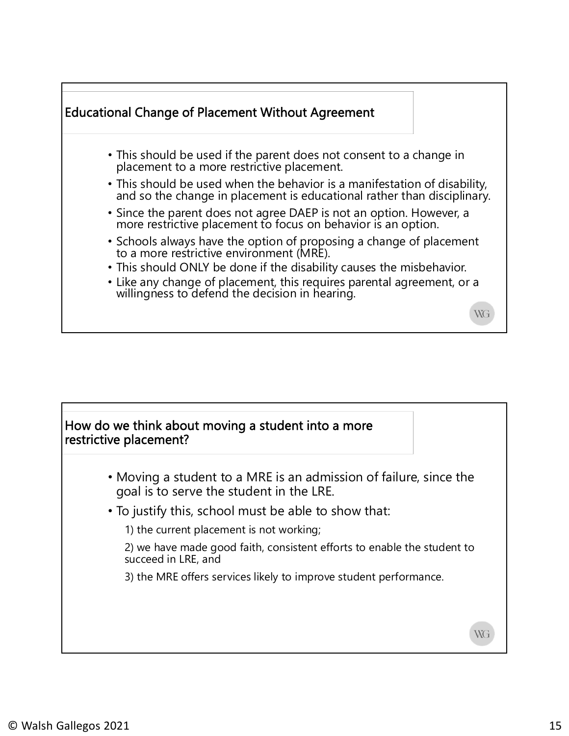## Educational Change of Placement Without Agreement

- This should be used if the parent does not consent to a change in placement to a more restrictive placement.
- This should be used when the behavior is a manifestation of disability, and so the change in placement is educational rather than disciplinary.
- Since the parent does not agree DAEP is not an option. However, a more restrictive placement to focus on behavior is an option.
- Schools always have the option of proposing a change of placement to a more restrictive environment (MRE).
- This should ONLY be done if the disability causes the misbehavior.
- Like any change of placement, this requires parental agreement, or a willingness to defend the decision in hearing.

## How do we think about moving a student into a more restrictive placement?

- Moving a student to a MRE is an admission of failure, since the goal is to serve the student in the LRE.
- To justify this, school must be able to show that:
  1) the current placement is not working;
  2) we have made good faith, consistent efforts to enable the student to succeed in LRE, and
  3) the MRE offers services likely to improve student performance.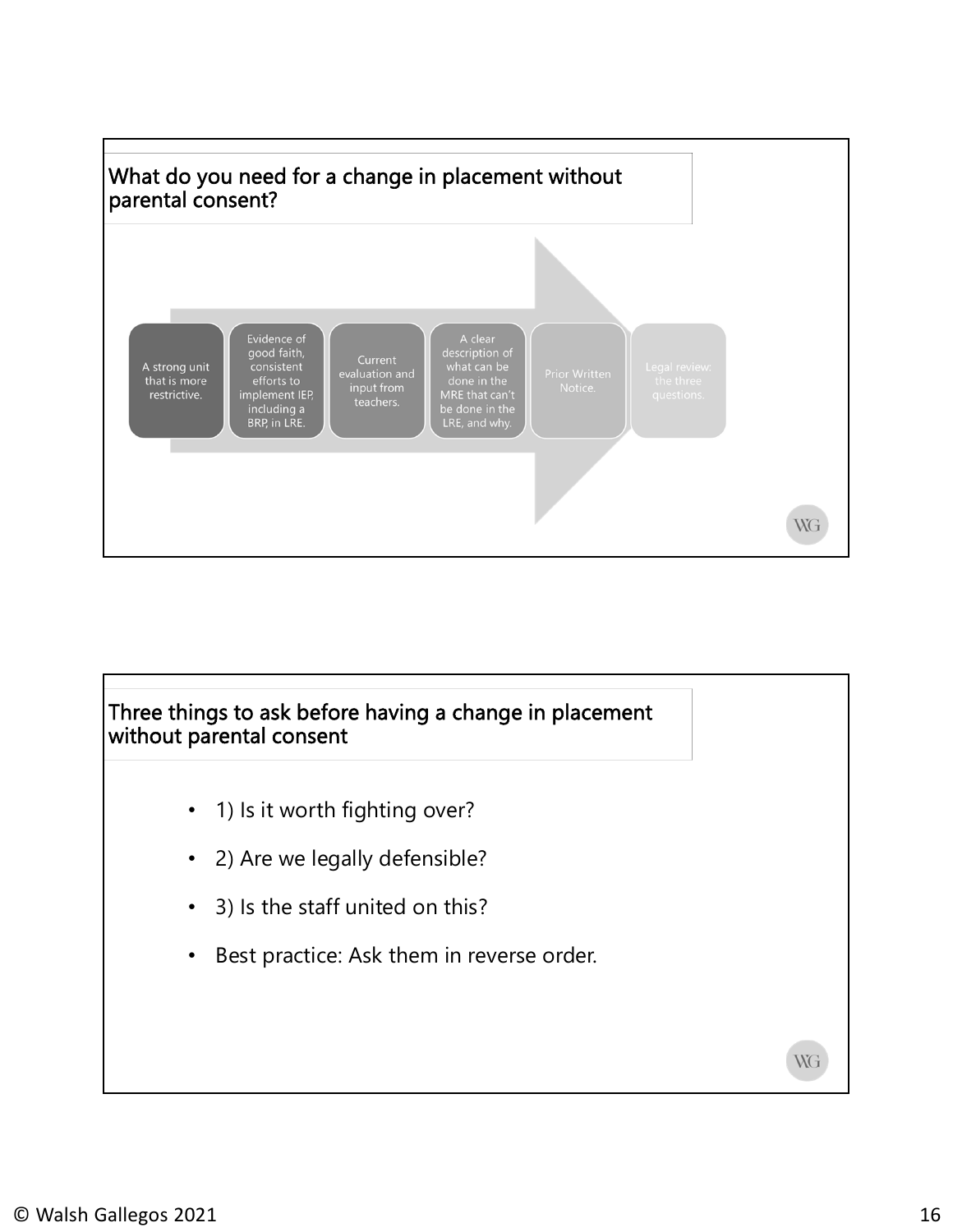## What do you need for a change in placement without parental consent?

- A strong unit that is more restrictive.
- Evidence of good faith, consistent efforts to implement IEP, including a BRP, in LRE.
- Current evaluation and input from teachers.
- A clear description of what can be done in the MRE that can't be done in the LRE, and why.
- Prior Written Notice.
- Legal review: the three questions.

## Three things to ask before having a change in placement without parental consent

- 1) Is it worth fighting over?
- 2) Are we legally defensible?
- 3) Is the staff united on this?
- Best practice: Ask them in reverse order.

© Walsh Gallegos 2021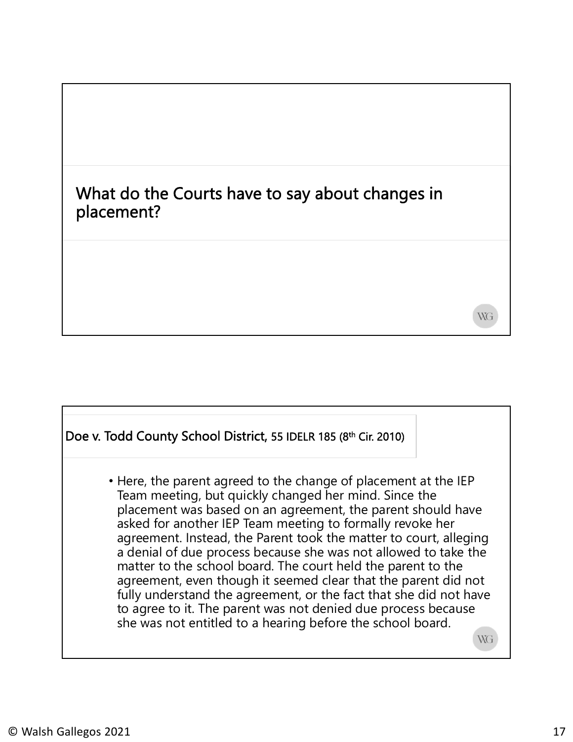## What do the Courts have to say about changes in placement?

### Doe v. Todd County School District, 55 IDELR 185 (8th Cir. 2010)

- Here, the parent agreed to the change of placement at the IEP Team meeting, but quickly changed her mind. Since the placement was based on an agreement, the parent should have asked for another IEP Team meeting to formally revoke her agreement. Instead, the Parent took the matter to court, alleging a denial of due process because she was not allowed to take the matter to the school board. The court held the parent to the agreement, even though it seemed clear that the parent did not fully understand the agreement, or the fact that she did not have to agree to it. The parent was not denied due process because she was not entitled to a hearing before the school board.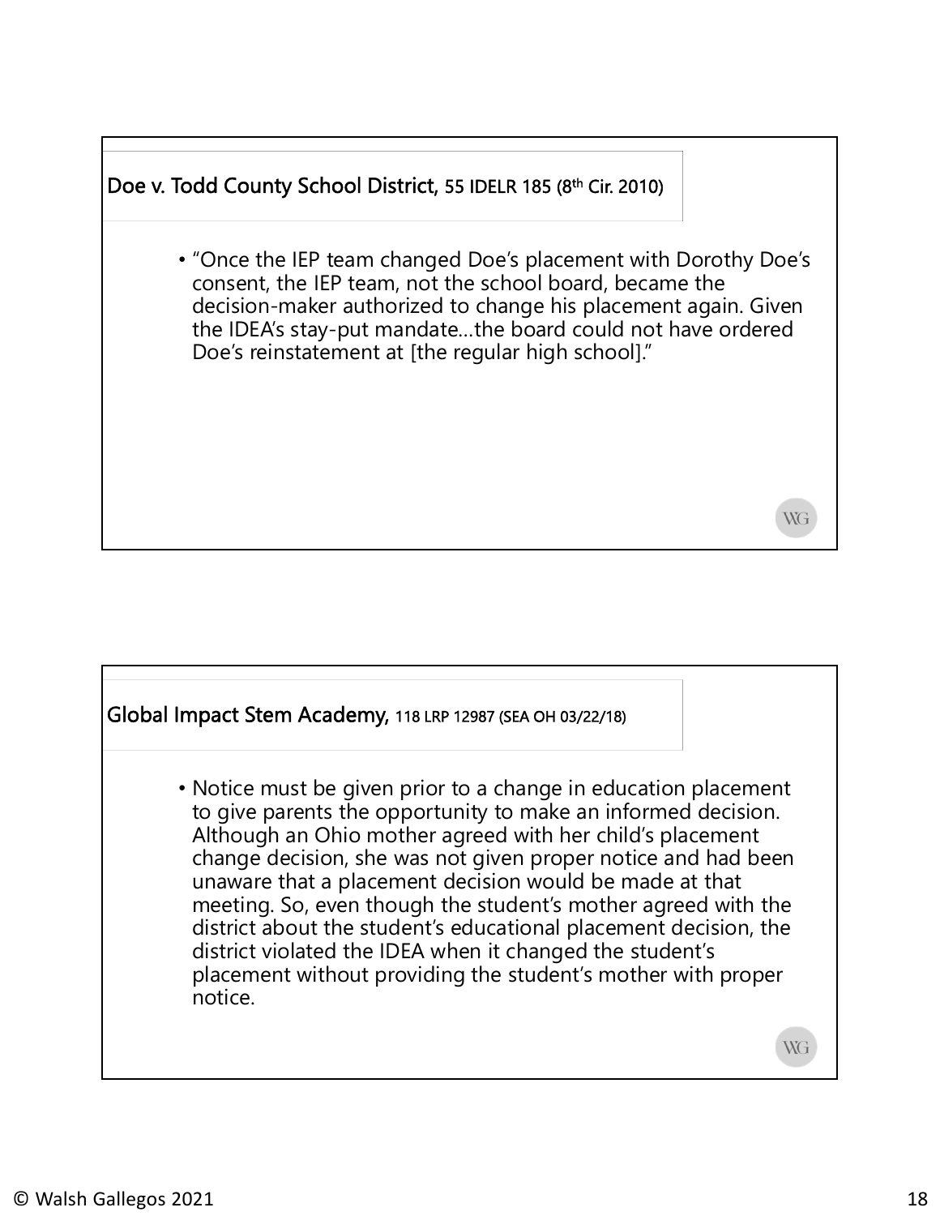## Doe v. Todd County School District, 55 IDELR 185 (8th Cir. 2010)

- "Once the IEP team changed Doe's placement with Dorothy Doe's consent, the IEP team, not the school board, became the decision-maker authorized to change his placement again. Given the IDEA's stay-put mandate…the board could not have ordered Doe's reinstatement at [the regular high school]."

## Global Impact Stem Academy, 118 LRP 12987 (SEA OH 03/22/18)

- Notice must be given prior to a change in education placement to give parents the opportunity to make an informed decision. Although an Ohio mother agreed with her child's placement change decision, she was not given proper notice and had been unaware that a placement decision would be made at that meeting. So, even though the student's mother agreed with the district about the student's educational placement decision, the district violated the IDEA when it changed the student's placement without providing the student's mother with proper notice.

© Walsh Gallegos 2021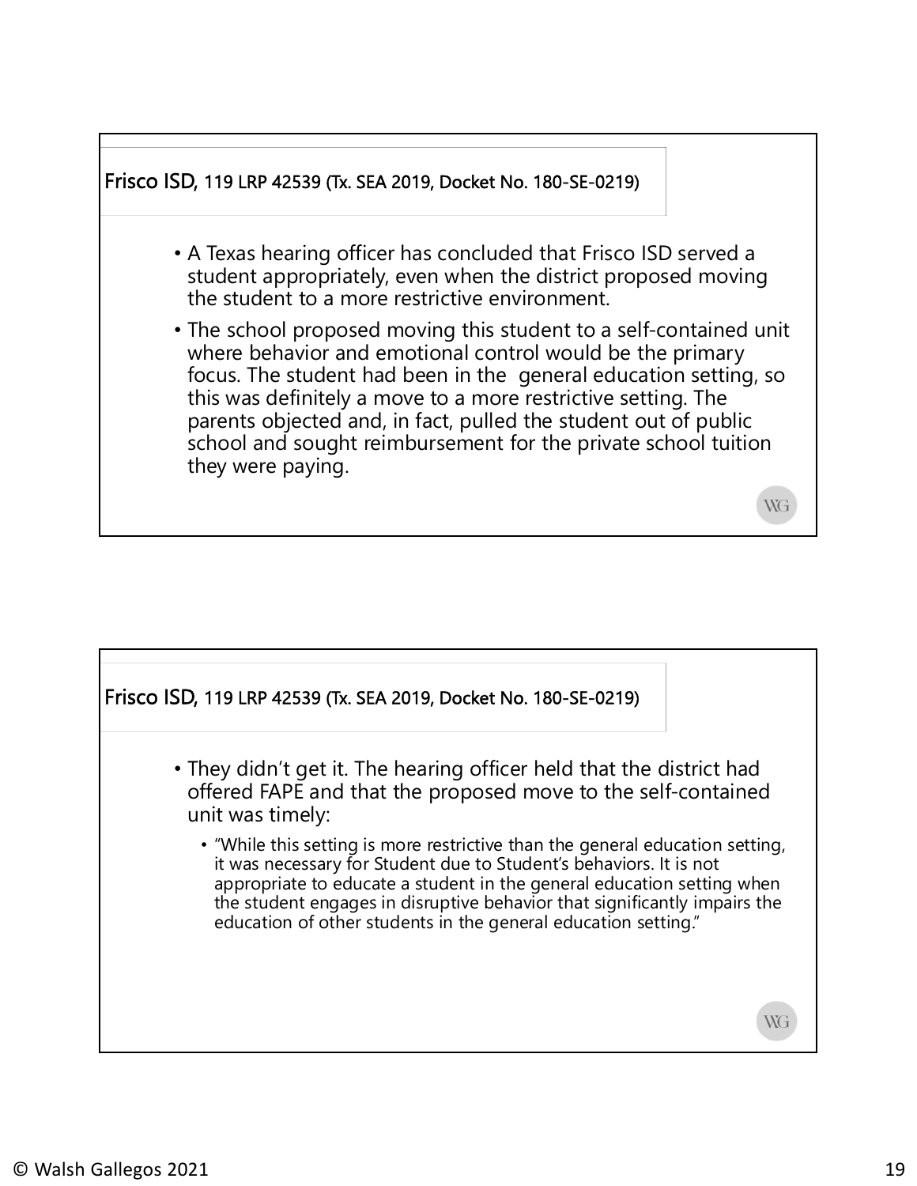## Frisco ISD, 119 LRP 42539 (Tx. SEA 2019, Docket No. 180-SE-0219)

- A Texas hearing officer has concluded that Frisco ISD served a student appropriately, even when the district proposed moving the student to a more restrictive environment.
- The school proposed moving this student to a self-contained unit where behavior and emotional control would be the primary focus. The student had been in the general education setting, so this was definitely a move to a more restrictive setting. The parents objected and, in fact, pulled the student out of public school and sought reimbursement for the private school tuition they were paying.

## Frisco ISD, 119 LRP 42539 (Tx. SEA 2019, Docket No. 180-SE-0219)

- They didn't get it. The hearing officer held that the district had offered FAPE and that the proposed move to the self-contained unit was timely:
  - "While this setting is more restrictive than the general education setting, it was necessary for Student due to Student's behaviors. It is not appropriate to educate a student in the general education setting when the student engages in disruptive behavior that significantly impairs the education of other students in the general education setting."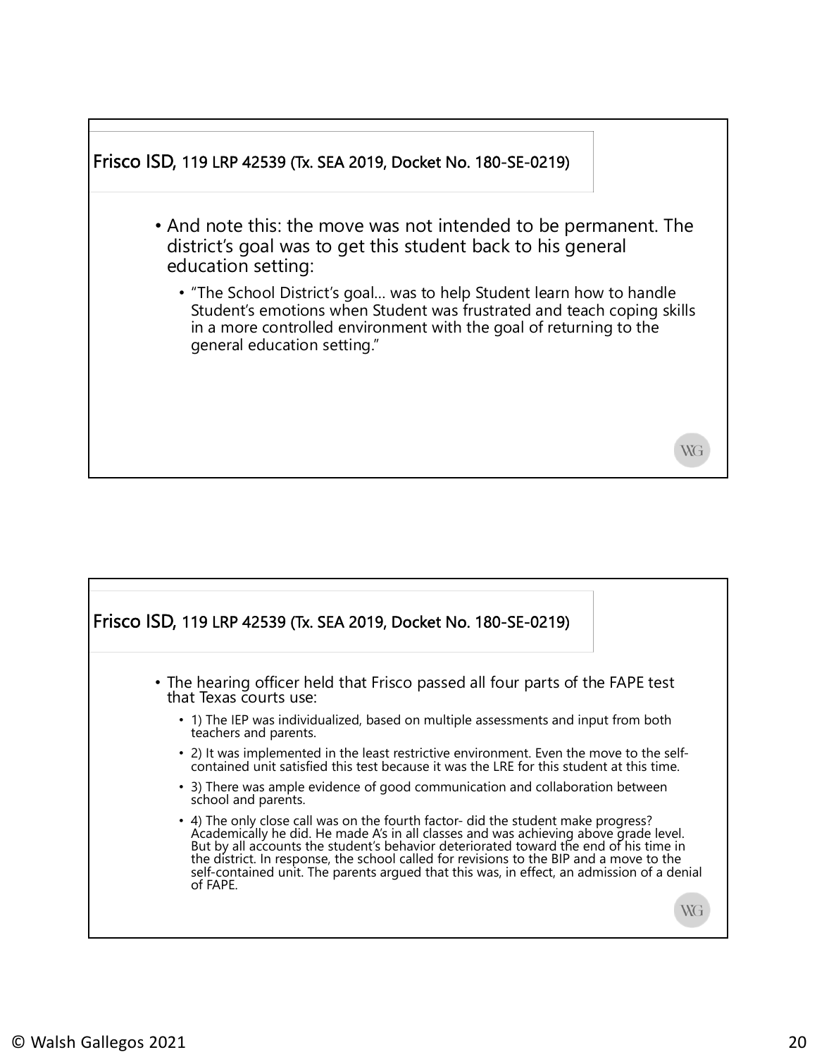## Frisco ISD, 119 LRP 42539 (Tx. SEA 2019, Docket No. 180-SE-0219)

- And note this: the move was not intended to be permanent. The district's goal was to get this student back to his general education setting:
  - "The School District's goal… was to help Student learn how to handle Student's emotions when Student was frustrated and teach coping skills in a more controlled environment with the goal of returning to the general education setting."

## Frisco ISD, 119 LRP 42539 (Tx. SEA 2019, Docket No. 180-SE-0219)

- The hearing officer held that Frisco passed all four parts of the FAPE test that Texas courts use:
  - 1) The IEP was individualized, based on multiple assessments and input from both teachers and parents.
  - 2) It was implemented in the least restrictive environment. Even the move to the self-contained unit satisfied this test because it was the LRE for this student at this time.
  - 3) There was ample evidence of good communication and collaboration between school and parents.
  - 4) The only close call was on the fourth factor- did the student make progress? Academically he did. He made A's in all classes and was achieving above grade level. But by all accounts the student's behavior deteriorated toward the end of his time in the district. In response, the school called for revisions to the BIP and a move to the self-contained unit. The parents argued that this was, in effect, an admission of a denial of FAPE.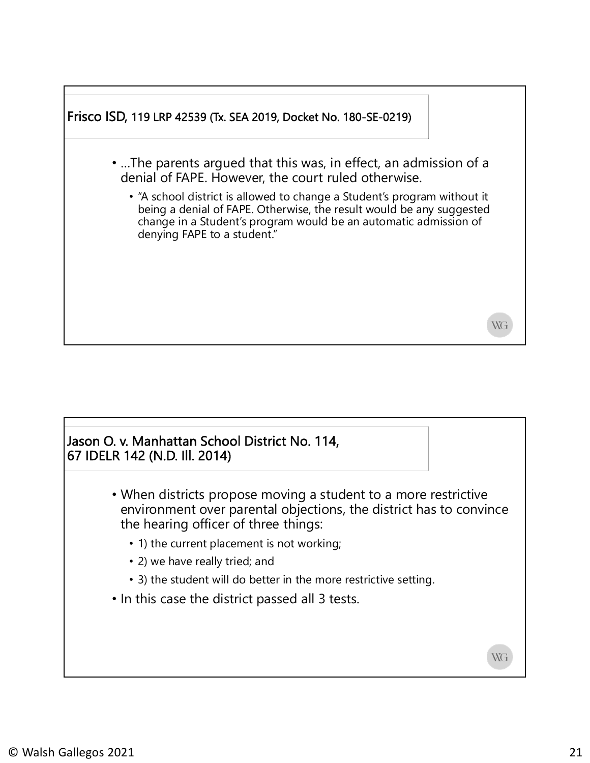## Frisco ISD, 119 LRP 42539 (Tx. SEA 2019, Docket No. 180-SE-0219)

- …The parents argued that this was, in effect, an admission of a denial of FAPE. However, the court ruled otherwise.
  - "A school district is allowed to change a Student's program without it being a denial of FAPE. Otherwise, the result would be any suggested change in a Student's program would be an automatic admission of denying FAPE to a student."

## Jason O. v. Manhattan School District No. 114, 67 IDELR 142 (N.D. Ill. 2014)

- When districts propose moving a student to a more restrictive environment over parental objections, the district has to convince the hearing officer of three things:
  - 1) the current placement is not working;
  - 2) we have really tried; and
  - 3) the student will do better in the more restrictive setting.
- In this case the district passed all 3 tests.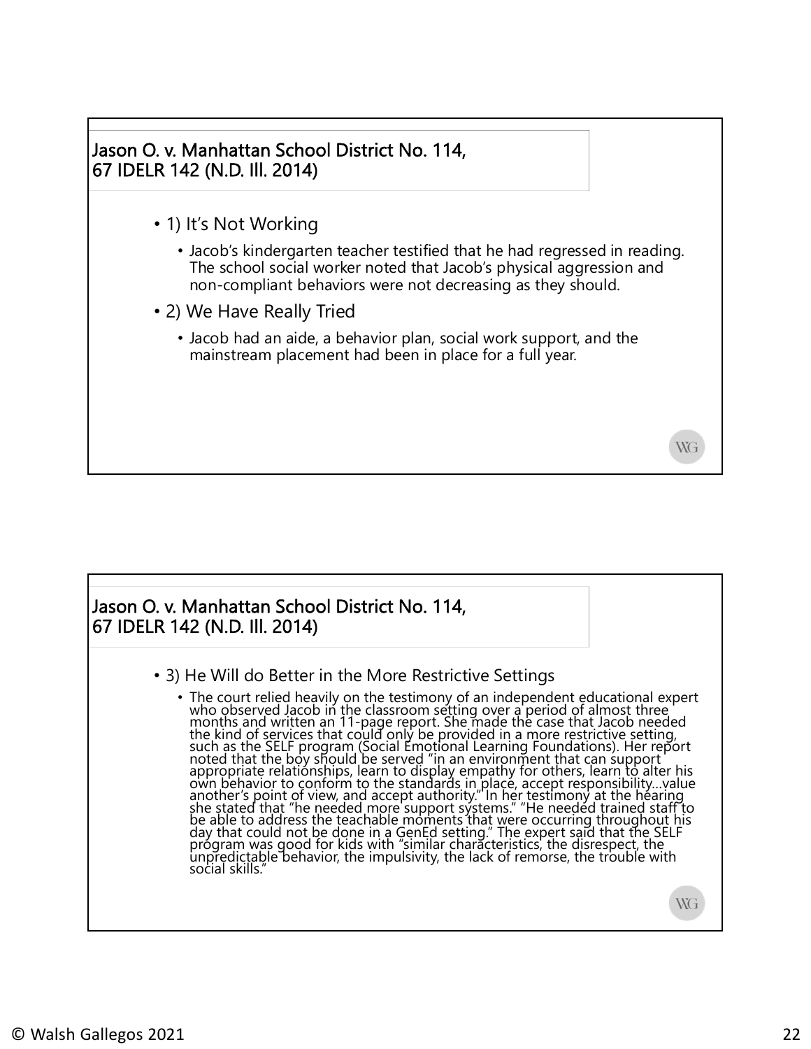## Jason O. v. Manhattan School District No. 114, 67 IDELR 142 (N.D. Ill. 2014)

- 1) It's Not Working
  - Jacob's kindergarten teacher testified that he had regressed in reading. The school social worker noted that Jacob's physical aggression and non-compliant behaviors were not decreasing as they should.
- 2) We Have Really Tried
  - Jacob had an aide, a behavior plan, social work support, and the mainstream placement had been in place for a full year.

## Jason O. v. Manhattan School District No. 114, 67 IDELR 142 (N.D. Ill. 2014)

- 3) He Will do Better in the More Restrictive Settings
  - The court relied heavily on the testimony of an independent educational expert who observed Jacob in the classroom setting over a period of almost three months and written an 11-page report. She made the case that Jacob needed the kind of services that could only be provided in a more restrictive setting, such as the SELF program (Social Emotional Learning Foundations). Her report noted that the boy should be served "in an environment that can support appropriate relationships, learn to display empathy for others, learn to alter his own behavior to conform to the standards in place, accept responsibility…value another's point of view, and accept authority." In her testimony at the hearing she stated that "he needed more support systems." "He needed trained staff to be able to address the teachable moments that were occurring throughout his day that could not be done in a GenEd setting." The expert said that the SELF program was good for kids with "similar characteristics, the disrespect, the unpredictable behavior, the impulsivity, the lack of remorse, the trouble with social skills."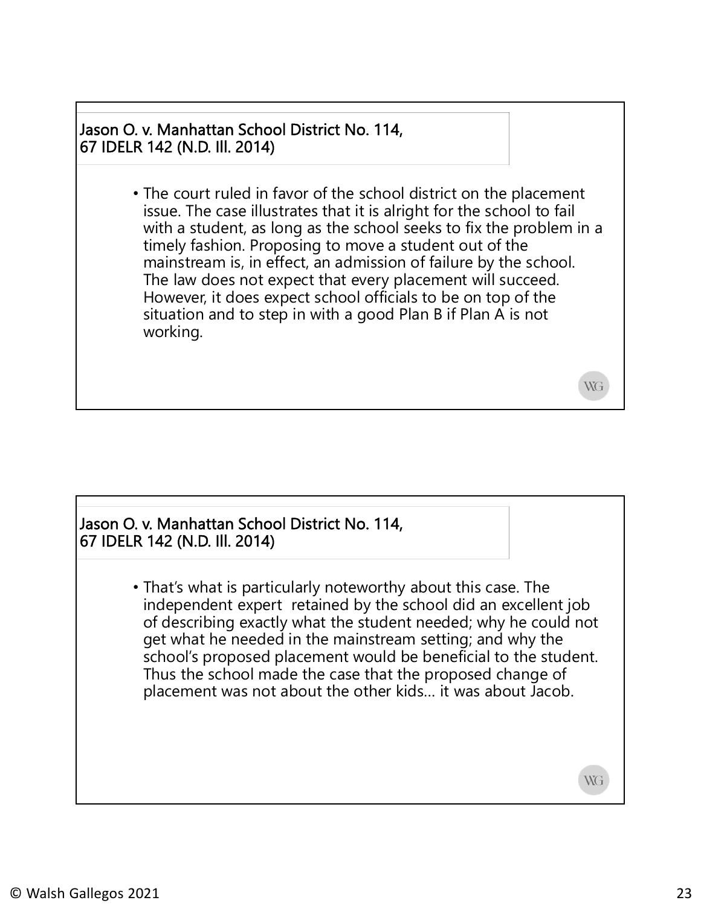## Jason O. v. Manhattan School District No. 114, 67 IDELR 142 (N.D. Ill. 2014)

- The court ruled in favor of the school district on the placement issue. The case illustrates that it is alright for the school to fail with a student, as long as the school seeks to fix the problem in a timely fashion. Proposing to move a student out of the mainstream is, in effect, an admission of failure by the school. The law does not expect that every placement will succeed. However, it does expect school officials to be on top of the situation and to step in with a good Plan B if Plan A is not working.

## Jason O. v. Manhattan School District No. 114, 67 IDELR 142 (N.D. Ill. 2014)

- That's what is particularly noteworthy about this case. The independent expert retained by the school did an excellent job of describing exactly what the student needed; why he could not get what he needed in the mainstream setting; and why the school's proposed placement would be beneficial to the student. Thus the school made the case that the proposed change of placement was not about the other kids… it was about Jacob.

© Walsh Gallegos 2021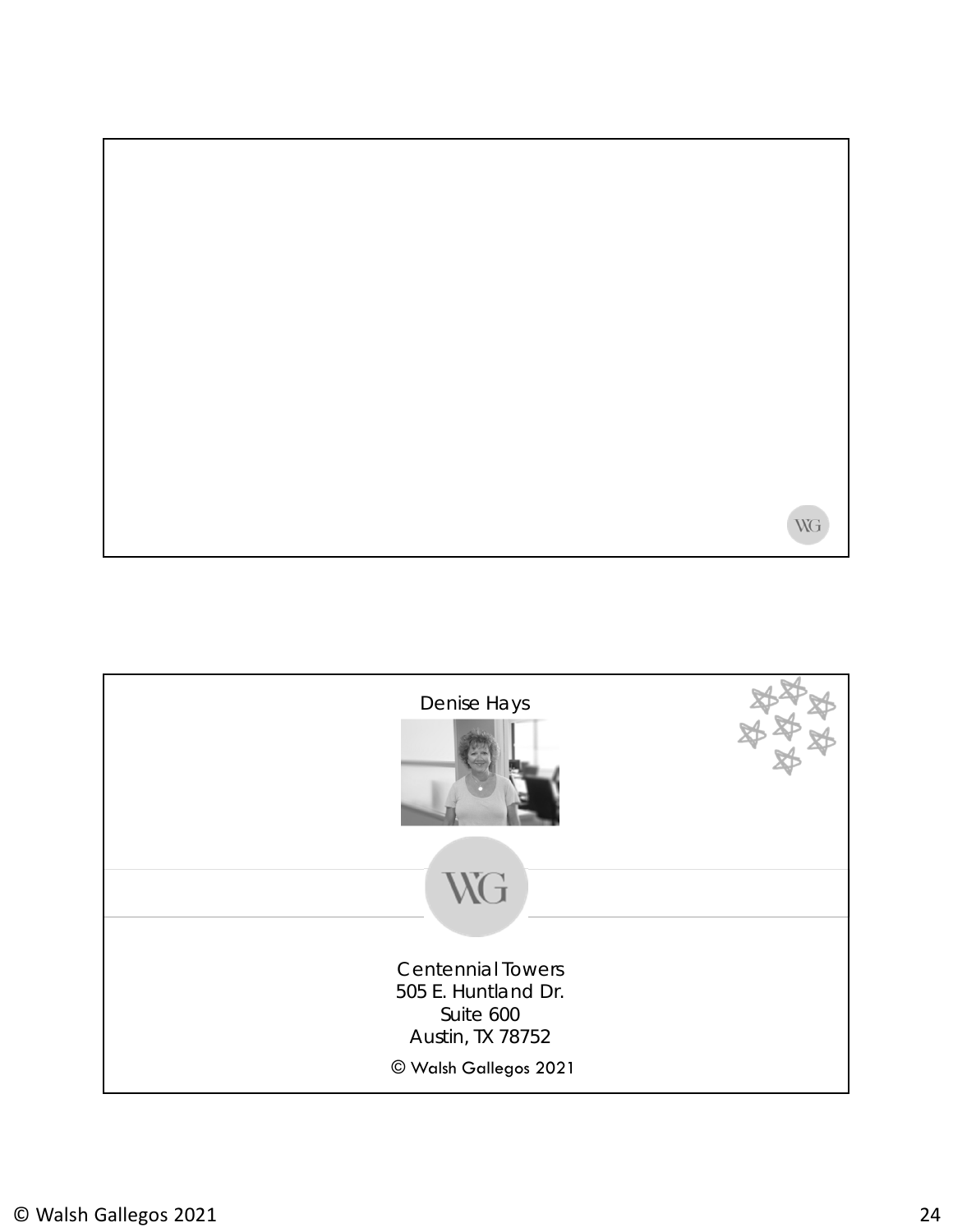Denise Hays

Centennial Towers
505 E. Huntland Dr.
Suite 600
Austin, TX 78752

© Walsh Gallegos 2021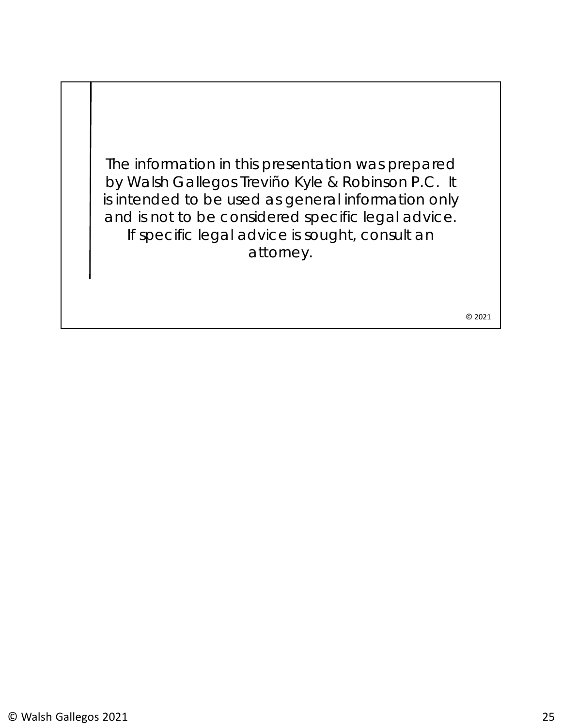The information in this presentation was prepared by Walsh Gallegos Treviño Kyle & Robinson P.C. It is intended to be used as general information only and is not to be considered specific legal advice. If specific legal advice is sought, consult an attorney.

© 2021